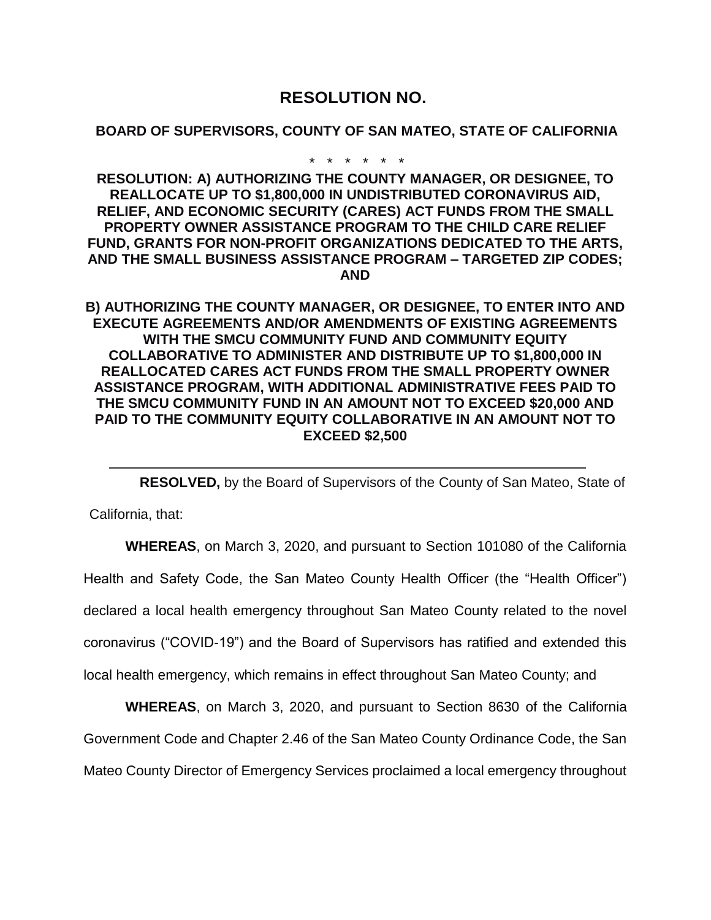# RESOLUTION NO.

**BOARD OF SUPERVISORS, COUNTY OF SAN MATEO, STATE OF CALIFORNIA**

\* \* \* \* \* \*

**RESOLUTION: A) AUTHORIZING THE COUNTY MANAGER, OR DESIGNEE, TO REALLOCATE UP TO $1,800,000 IN UNDISTRIBUTED CORONAVIRUS AID, RELIEF, AND ECONOMIC SECURITY (CARES) ACT FUNDS FROM THE SMALL PROPERTY OWNER ASSISTANCE PROGRAM TO THE CHILD CARE RELIEF FUND, GRANTS FOR NON-PROFIT ORGANIZATIONS DEDICATED TO THE ARTS, AND THE SMALL BUSINESS ASSISTANCE PROGRAM – TARGETED ZIP CODES; AND**

**B) AUTHORIZING THE COUNTY MANAGER, OR DESIGNEE, TO ENTER INTO AND EXECUTE AGREEMENTS AND/OR AMENDMENTS OF EXISTING AGREEMENTS WITH THE SMCU COMMUNITY FUND AND COMMUNITY EQUITY COLLABORATIVE TO ADMINISTER AND DISTRIBUTE UP TO $1,800,000 IN REALLOCATED CARES ACT FUNDS FROM THE SMALL PROPERTY OWNER ASSISTANCE PROGRAM, WITH ADDITIONAL ADMINISTRATIVE FEES PAID TO THE SMCU COMMUNITY FUND IN AN AMOUNT NOT TO EXCEED $20,000 AND PAID TO THE COMMUNITY EQUITY COLLABORATIVE IN AN AMOUNT NOT TO EXCEED $2,500**

---

**RESOLVED,** by the Board of Supervisors of the County of San Mateo, State of California, that:

**WHEREAS**, on March 3, 2020, and pursuant to Section 101080 of the California Health and Safety Code, the San Mateo County Health Officer (the "Health Officer") declared a local health emergency throughout San Mateo County related to the novel coronavirus ("COVID-19") and the Board of Supervisors has ratified and extended this local health emergency, which remains in effect throughout San Mateo County; and

**WHEREAS**, on March 3, 2020, and pursuant to Section 8630 of the California Government Code and Chapter 2.46 of the San Mateo County Ordinance Code, the San Mateo County Director of Emergency Services proclaimed a local emergency throughout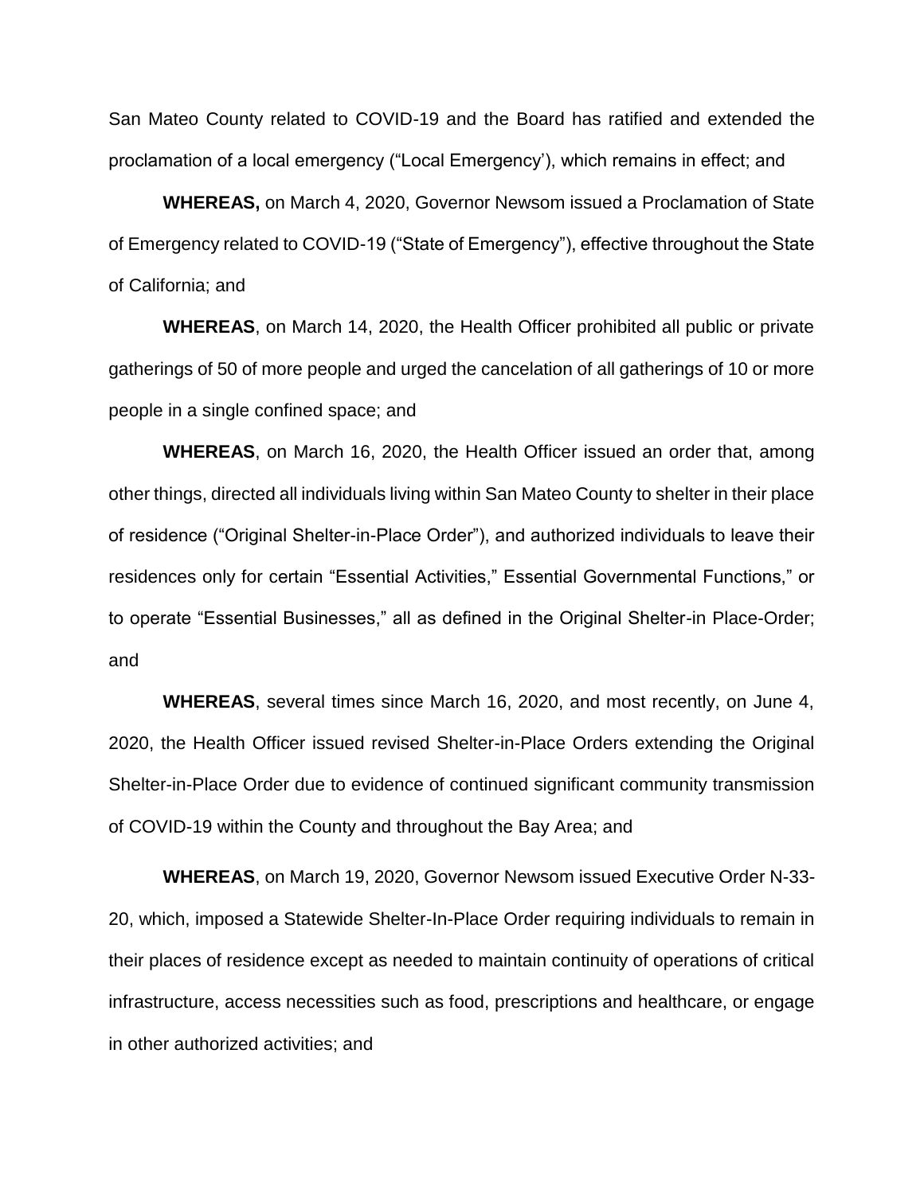San Mateo County related to COVID-19 and the Board has ratified and extended the proclamation of a local emergency ("Local Emergency'), which remains in effect; and

**WHEREAS,** on March 4, 2020, Governor Newsom issued a Proclamation of State of Emergency related to COVID-19 ("State of Emergency"), effective throughout the State of California; and

**WHEREAS**, on March 14, 2020, the Health Officer prohibited all public or private gatherings of 50 of more people and urged the cancelation of all gatherings of 10 or more people in a single confined space; and

**WHEREAS**, on March 16, 2020, the Health Officer issued an order that, among other things, directed all individuals living within San Mateo County to shelter in their place of residence ("Original Shelter-in-Place Order"), and authorized individuals to leave their residences only for certain "Essential Activities," Essential Governmental Functions," or to operate "Essential Businesses," all as defined in the Original Shelter-in Place-Order; and

**WHEREAS**, several times since March 16, 2020, and most recently, on June 4, 2020, the Health Officer issued revised Shelter-in-Place Orders extending the Original Shelter-in-Place Order due to evidence of continued significant community transmission of COVID-19 within the County and throughout the Bay Area; and

**WHEREAS**, on March 19, 2020, Governor Newsom issued Executive Order N-33-20, which, imposed a Statewide Shelter-In-Place Order requiring individuals to remain in their places of residence except as needed to maintain continuity of operations of critical infrastructure, access necessities such as food, prescriptions and healthcare, or engage in other authorized activities; and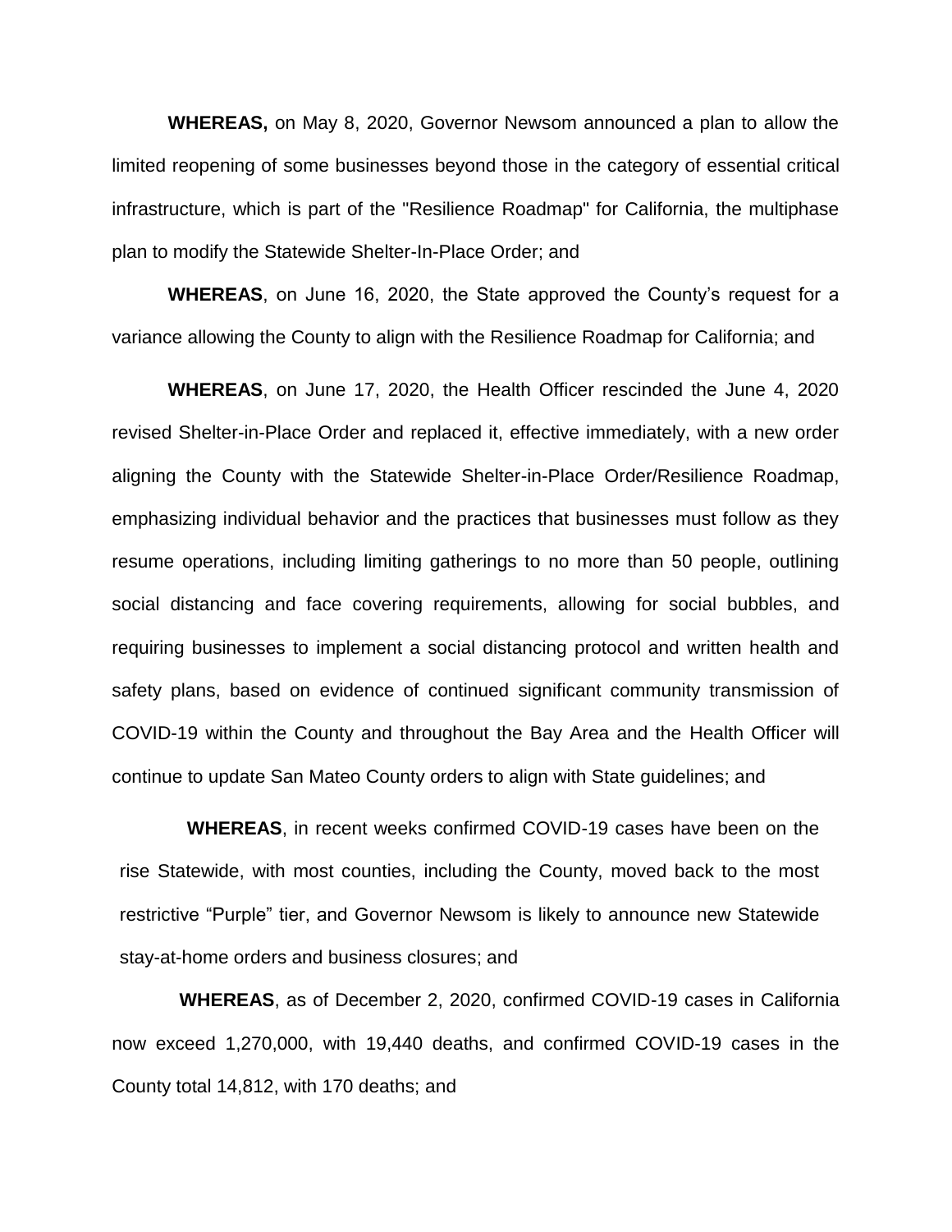**WHEREAS,** on May 8, 2020, Governor Newsom announced a plan to allow the limited reopening of some businesses beyond those in the category of essential critical infrastructure, which is part of the "Resilience Roadmap" for California, the multiphase plan to modify the Statewide Shelter-In-Place Order; and

**WHEREAS**, on June 16, 2020, the State approved the County's request for a variance allowing the County to align with the Resilience Roadmap for California; and

**WHEREAS**, on June 17, 2020, the Health Officer rescinded the June 4, 2020 revised Shelter-in-Place Order and replaced it, effective immediately, with a new order aligning the County with the Statewide Shelter-in-Place Order/Resilience Roadmap, emphasizing individual behavior and the practices that businesses must follow as they resume operations, including limiting gatherings to no more than 50 people, outlining social distancing and face covering requirements, allowing for social bubbles, and requiring businesses to implement a social distancing protocol and written health and safety plans, based on evidence of continued significant community transmission of COVID-19 within the County and throughout the Bay Area and the Health Officer will continue to update San Mateo County orders to align with State guidelines; and

**WHEREAS**, in recent weeks confirmed COVID-19 cases have been on the rise Statewide, with most counties, including the County, moved back to the most restrictive "Purple" tier, and Governor Newsom is likely to announce new Statewide stay-at-home orders and business closures; and

**WHEREAS**, as of December 2, 2020, confirmed COVID-19 cases in California now exceed 1,270,000, with 19,440 deaths, and confirmed COVID-19 cases in the County total 14,812, with 170 deaths; and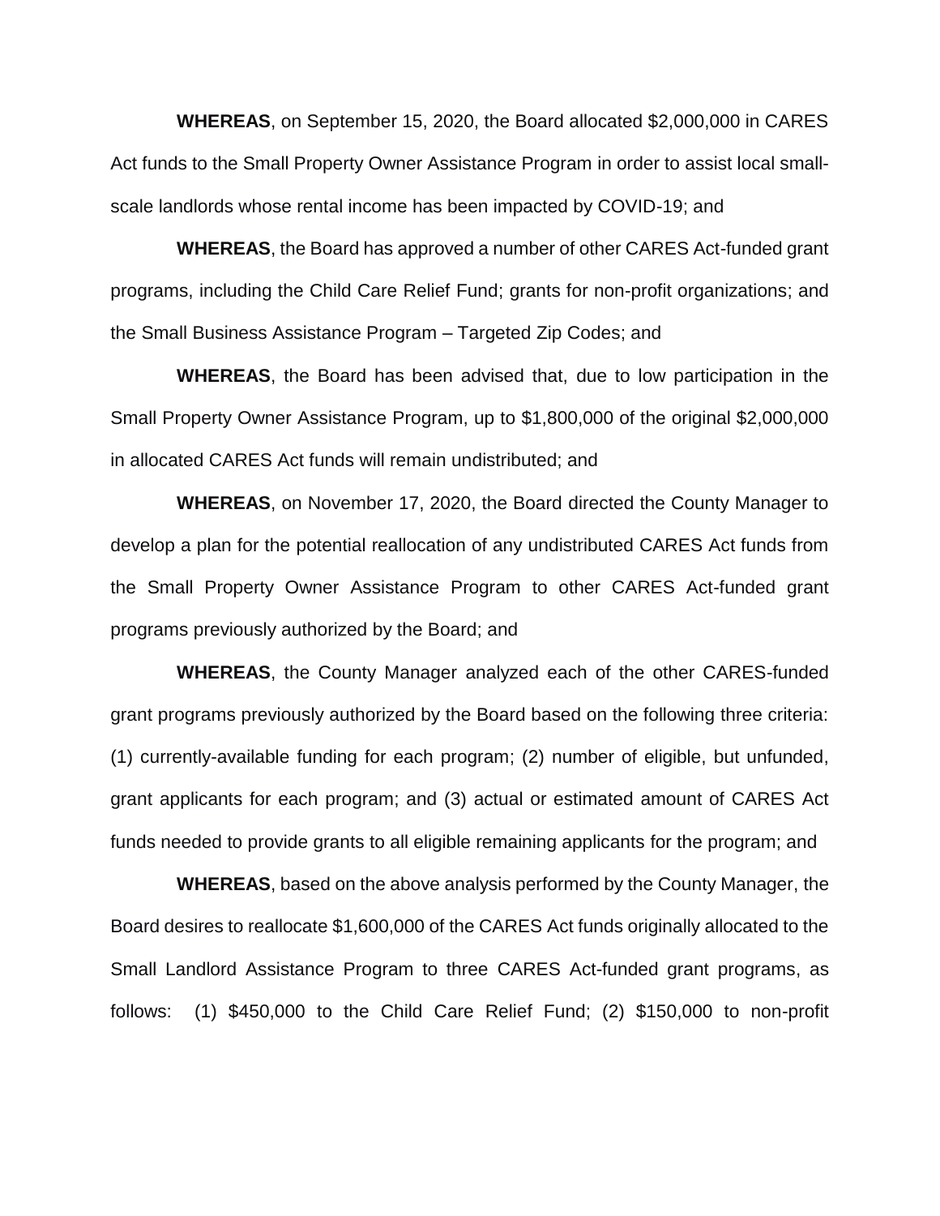**WHEREAS**, on September 15, 2020, the Board allocated $2,000,000 in CARES Act funds to the Small Property Owner Assistance Program in order to assist local small-scale landlords whose rental income has been impacted by COVID-19; and

**WHEREAS**, the Board has approved a number of other CARES Act-funded grant programs, including the Child Care Relief Fund; grants for non-profit organizations; and the Small Business Assistance Program – Targeted Zip Codes; and

**WHEREAS**, the Board has been advised that, due to low participation in the Small Property Owner Assistance Program, up to $1,800,000 of the original $2,000,000 in allocated CARES Act funds will remain undistributed; and

**WHEREAS**, on November 17, 2020, the Board directed the County Manager to develop a plan for the potential reallocation of any undistributed CARES Act funds from the Small Property Owner Assistance Program to other CARES Act-funded grant programs previously authorized by the Board; and

**WHEREAS**, the County Manager analyzed each of the other CARES-funded grant programs previously authorized by the Board based on the following three criteria: (1) currently-available funding for each program; (2) number of eligible, but unfunded, grant applicants for each program; and (3) actual or estimated amount of CARES Act funds needed to provide grants to all eligible remaining applicants for the program; and

**WHEREAS**, based on the above analysis performed by the County Manager, the Board desires to reallocate $1,600,000 of the CARES Act funds originally allocated to the Small Landlord Assistance Program to three CARES Act-funded grant programs, as follows: (1) $450,000 to the Child Care Relief Fund; (2) $150,000 to non-profit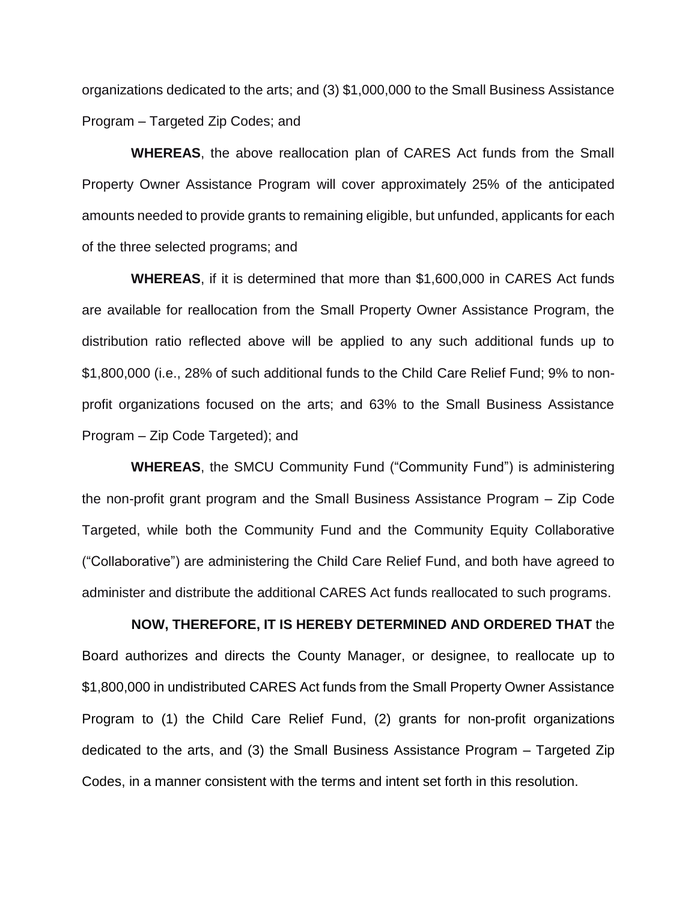organizations dedicated to the arts; and (3) $1,000,000 to the Small Business Assistance Program – Targeted Zip Codes; and

**WHEREAS**, the above reallocation plan of CARES Act funds from the Small Property Owner Assistance Program will cover approximately 25% of the anticipated amounts needed to provide grants to remaining eligible, but unfunded, applicants for each of the three selected programs; and

**WHEREAS**, if it is determined that more than $1,600,000 in CARES Act funds are available for reallocation from the Small Property Owner Assistance Program, the distribution ratio reflected above will be applied to any such additional funds up to $1,800,000 (i.e., 28% of such additional funds to the Child Care Relief Fund; 9% to non-profit organizations focused on the arts; and 63% to the Small Business Assistance Program – Zip Code Targeted); and

**WHEREAS**, the SMCU Community Fund ("Community Fund") is administering the non-profit grant program and the Small Business Assistance Program – Zip Code Targeted, while both the Community Fund and the Community Equity Collaborative ("Collaborative") are administering the Child Care Relief Fund, and both have agreed to administer and distribute the additional CARES Act funds reallocated to such programs.

**NOW, THEREFORE, IT IS HEREBY DETERMINED AND ORDERED THAT** the Board authorizes and directs the County Manager, or designee, to reallocate up to $1,800,000 in undistributed CARES Act funds from the Small Property Owner Assistance Program to (1) the Child Care Relief Fund, (2) grants for non-profit organizations dedicated to the arts, and (3) the Small Business Assistance Program – Targeted Zip Codes, in a manner consistent with the terms and intent set forth in this resolution.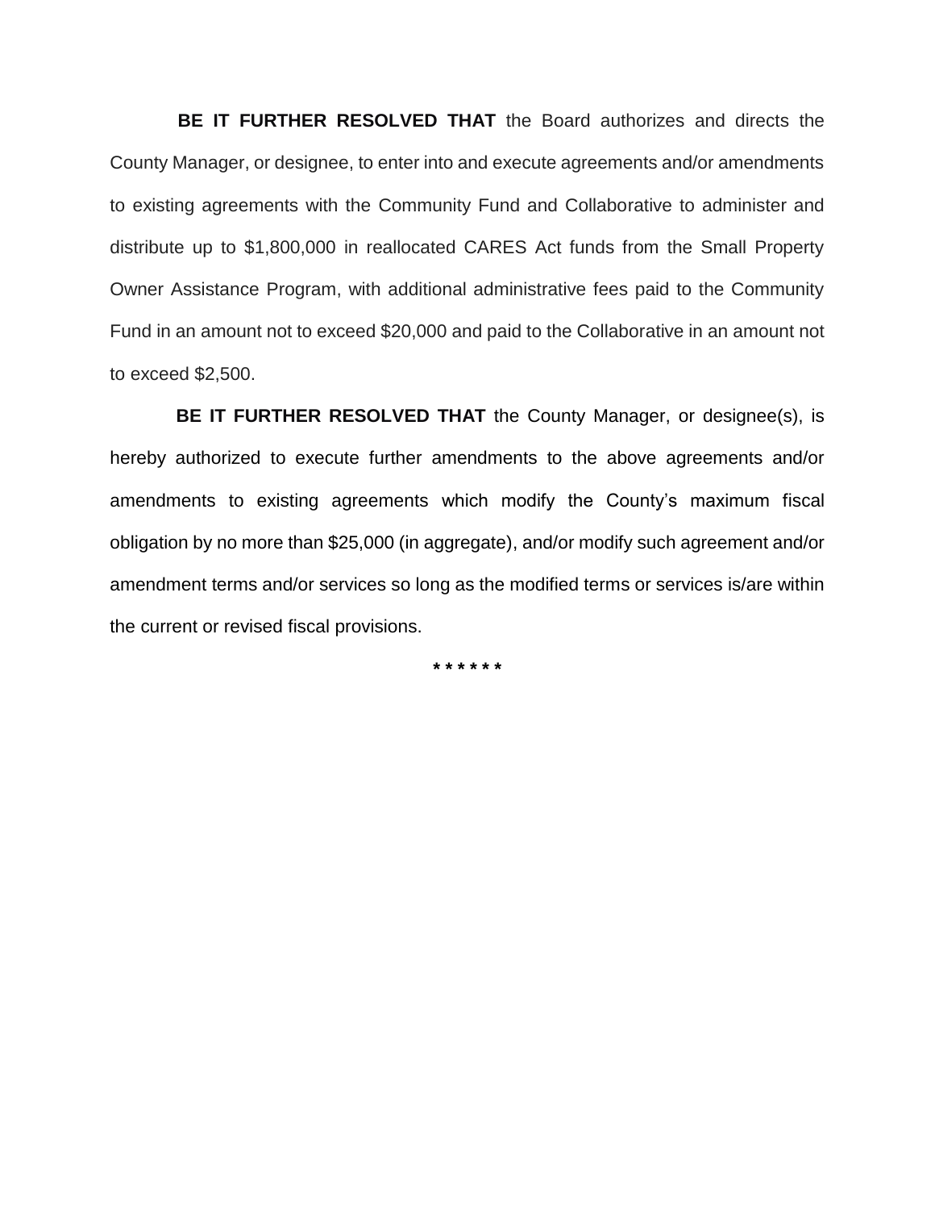**BE IT FURTHER RESOLVED THAT** the Board authorizes and directs the County Manager, or designee, to enter into and execute agreements and/or amendments to existing agreements with the Community Fund and Collaborative to administer and distribute up to $1,800,000 in reallocated CARES Act funds from the Small Property Owner Assistance Program, with additional administrative fees paid to the Community Fund in an amount not to exceed $20,000 and paid to the Collaborative in an amount not to exceed $2,500.

**BE IT FURTHER RESOLVED THAT** the County Manager, or designee(s), is hereby authorized to execute further amendments to the above agreements and/or amendments to existing agreements which modify the County's maximum fiscal obligation by no more than $25,000 (in aggregate), and/or modify such agreement and/or amendment terms and/or services so long as the modified terms or services is/are within the current or revised fiscal provisions.

**\* \* \* \* \* \***